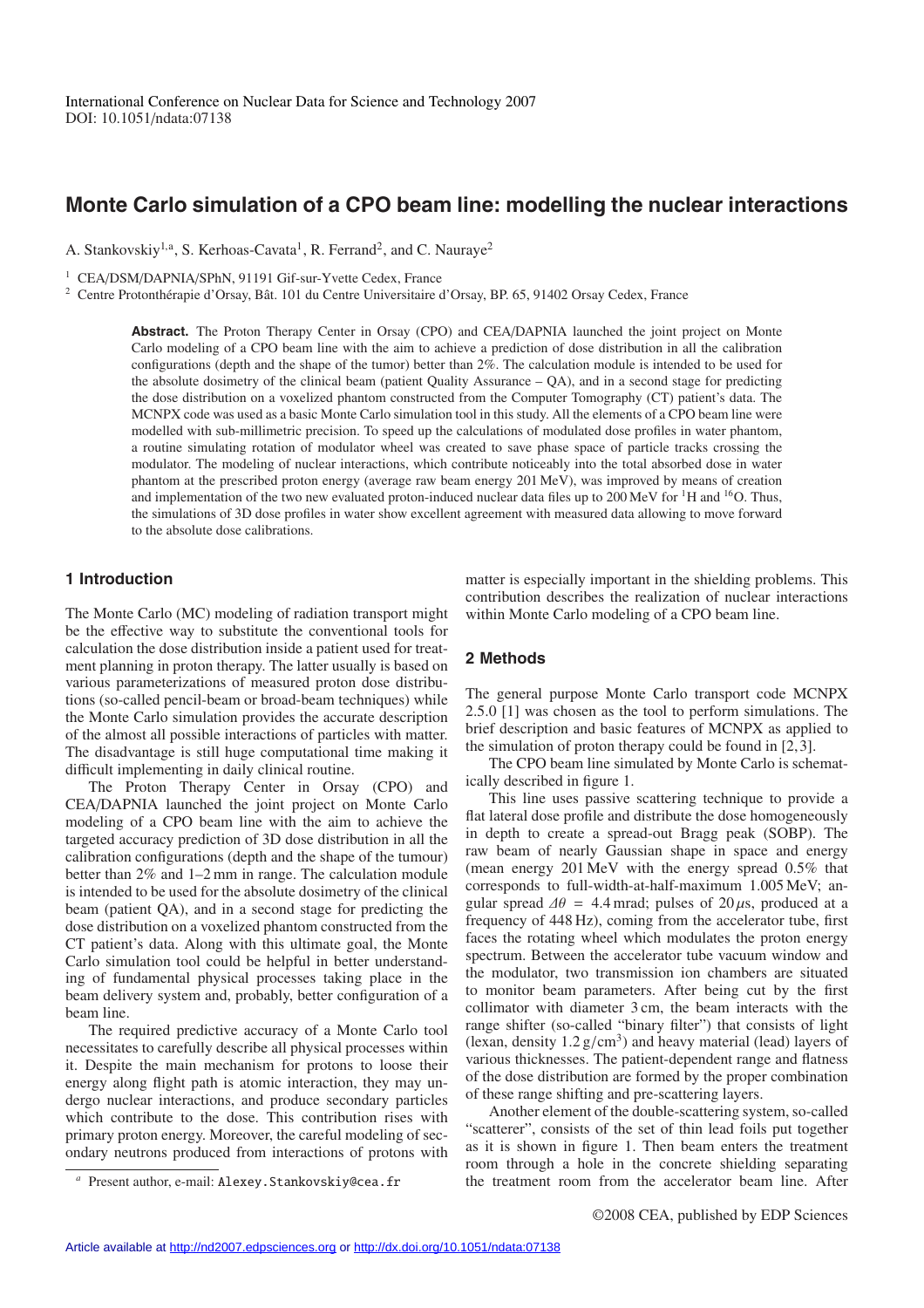# Monte Carlo simulation of a CPO beam line: modelling the nuclear interactions

A. Stankovskiy[1,a], S. Kerhoas-Cavata[1], R. Ferrand[2], and C. Nauraye[2]

[1] CEA/DSM/DAPNIA/SPhN, 91191 Gif-sur-Yvette Cedex, France

[2] Centre Protonthérapie d'Orsay, Bât. 101 du Centre Universitaire d'Orsay, BP. 65, 91402 Orsay Cedex, France

**Abstract.** The Proton Therapy Center in Orsay (CPO) and CEA/DAPNIA launched the joint project on Monte Carlo modeling of a CPO beam line with the aim to achieve a prediction of dose distribution in all the calibration configurations (depth and the shape of the tumor) better than 2%. The calculation module is intended to be used for the absolute dosimetry of the clinical beam (patient Quality Assurance – QA), and in a second stage for predicting the dose distribution on a voxelized phantom constructed from the Computer Tomography (CT) patient's data. The MCNPX code was used as a basic Monte Carlo simulation tool in this study. All the elements of a CPO beam line were modelled with sub-millimetric precision. To speed up the calculations of modulated dose profiles in water phantom, a routine simulating rotation of modulator wheel was created to save phase space of particle tracks crossing the modulator. The modeling of nuclear interactions, which contribute noticeably into the total absorbed dose in water phantom at the prescribed proton energy (average raw beam energy 201 MeV), was improved by means of creation and implementation of the two new evaluated proton-induced nuclear data files up to 200 MeV for $^{1}$H and $^{16}$O. Thus, the simulations of 3D dose profiles in water show excellent agreement with measured data allowing to move forward to the absolute dose calibrations.

## 1 Introduction

The Monte Carlo (MC) modeling of radiation transport might be the effective way to substitute the conventional tools for calculation the dose distribution inside a patient used for treatment planning in proton therapy. The latter usually is based on various parameterizations of measured proton dose distributions (so-called pencil-beam or broad-beam techniques) while the Monte Carlo simulation provides the accurate description of the almost all possible interactions of particles with matter. The disadvantage is still huge computational time making it difficult implementing in daily clinical routine.

The Proton Therapy Center in Orsay (CPO) and CEA/DAPNIA launched the joint project on Monte Carlo modeling of a CPO beam line with the aim to achieve the targeted accuracy prediction of 3D dose distribution in all the calibration configurations (depth and the shape of the tumour) better than 2% and 1–2 mm in range. The calculation module is intended to be used for the absolute dosimetry of the clinical beam (patient QA), and in a second stage for predicting the dose distribution on a voxelized phantom constructed from the CT patient's data. Along with this ultimate goal, the Monte Carlo simulation tool could be helpful in better understanding of fundamental physical processes taking place in the beam delivery system and, probably, better configuration of a beam line.

The required predictive accuracy of a Monte Carlo tool necessitates to carefully describe all physical processes within it. Despite the main mechanism for protons to loose their energy along flight path is atomic interaction, they may undergo nuclear interactions, and produce secondary particles which contribute to the dose. This contribution rises with primary proton energy. Moreover, the careful modeling of secondary neutrons produced from interactions of protons with matter is especially important in the shielding problems. This contribution describes the realization of nuclear interactions within Monte Carlo modeling of a CPO beam line.

## 2 Methods

The general purpose Monte Carlo transport code MCNPX 2.5.0 [1] was chosen as the tool to perform simulations. The brief description and basic features of MCNPX as applied to the simulation of proton therapy could be found in [2,3].

The CPO beam line simulated by Monte Carlo is schematically described in figure 1.

This line uses passive scattering technique to provide a flat lateral dose profile and distribute the dose homogeneously in depth to create a spread-out Bragg peak (SOBP). The raw beam of nearly Gaussian shape in space and energy (mean energy 201 MeV with the energy spread 0.5% that corresponds to full-width-at-half-maximum 1.005 MeV; angular spread $\Delta\theta$ = 4.4 mrad; pulses of 20 $\mu$s, produced at a frequency of 448 Hz), coming from the accelerator tube, first faces the rotating wheel which modulates the proton energy spectrum. Between the accelerator tube vacuum window and the modulator, two transmission ion chambers are situated to monitor beam parameters. After being cut by the first collimator with diameter 3 cm, the beam interacts with the range shifter (so-called "binary filter") that consists of light (lexan, density 1.2 g/cm$^{3}$) and heavy material (lead) layers of various thicknesses. The patient-dependent range and flatness of the dose distribution are formed by the proper combination of these range shifting and pre-scattering layers.

Another element of the double-scattering system, so-called "scatterer", consists of the set of thin lead foils put together as it is shown in figure 1. Then beam enters the treatment room through a hole in the concrete shielding separating the treatment room from the accelerator beam line. After

[a] Present author, e-mail: Alexey.Stankovskiy@cea.fr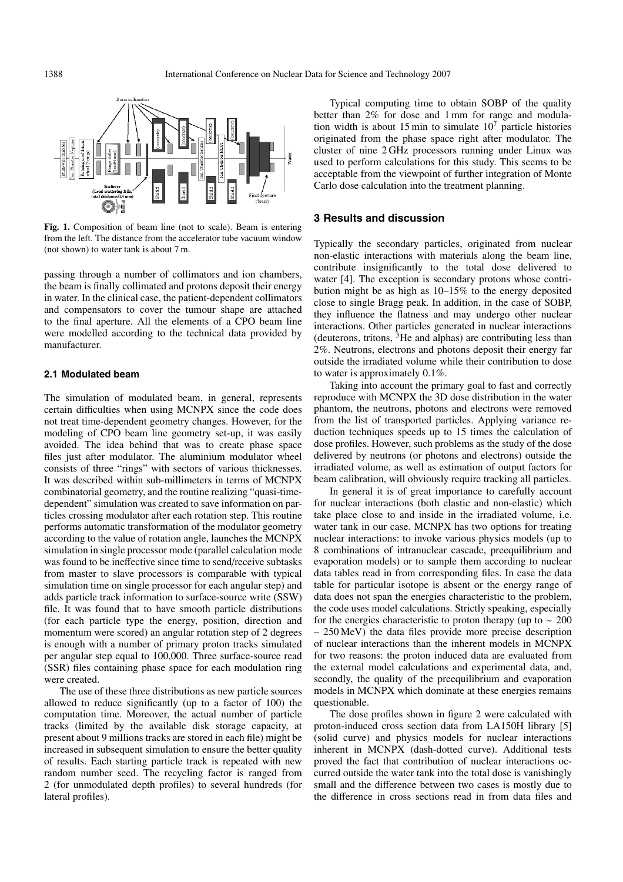**Fig. 1.** Composition of beam line (not to scale). Beam is entering from the left. The distance from the accelerator tube vacuum window (not shown) to water tank is about 7 m.

passing through a number of collimators and ion chambers, the beam is finally collimated and protons deposit their energy in water. In the clinical case, the patient-dependent collimators and compensators to cover the tumour shape are attached to the final aperture. All the elements of a CPO beam line were modelled according to the technical data provided by manufacturer.

### 2.1 Modulated beam

The simulation of modulated beam, in general, represents certain difficulties when using MCNPX since the code does not treat time-dependent geometry changes. However, for the modeling of CPO beam line geometry set-up, it was easily avoided. The idea behind that was to create phase space files just after modulator. The aluminium modulator wheel consists of three "rings" with sectors of various thicknesses. It was described within sub-millimeters in terms of MCNPX combinatorial geometry, and the routine realizing "quasi-time-dependent" simulation was created to save information on particles crossing modulator after each rotation step. This routine performs automatic transformation of the modulator geometry according to the value of rotation angle, launches the MCNPX simulation in single processor mode (parallel calculation mode was found to be ineffective since time to send/receive subtasks from master to slave processors is comparable with typical simulation time on single processor for each angular step) and adds particle track information to surface-source write (SSW) file. It was found that to have smooth particle distributions (for each particle type the energy, position, direction and momentum were scored) an angular rotation step of 2 degrees is enough with a number of primary proton tracks simulated per angular step equal to 100,000. Three surface-source read (SSR) files containing phase space for each modulation ring were created.

The use of these three distributions as new particle sources allowed to reduce significantly (up to a factor of 100) the computation time. Moreover, the actual number of particle tracks (limited by the available disk storage capacity, at present about 9 millions tracks are stored in each file) might be increased in subsequent simulation to ensure the better quality of results. Each starting particle track is repeated with new random number seed. The recycling factor is ranged from 2 (for unmodulated depth profiles) to several hundreds (for lateral profiles).

Typical computing time to obtain SOBP of the quality better than 2% for dose and 1 mm for range and modulation width is about 15 min to simulate $10^7$ particle histories originated from the phase space right after modulator. The cluster of nine 2 GHz processors running under Linux was used to perform calculations for this study. This seems to be acceptable from the viewpoint of further integration of Monte Carlo dose calculation into the treatment planning.

## 3 Results and discussion

Typically the secondary particles, originated from nuclear non-elastic interactions with materials along the beam line, contribute insignificantly to the total dose delivered to water [4]. The exception is secondary protons whose contribution might be as high as 10–15% to the energy deposited close to single Bragg peak. In addition, in the case of SOBP, they influence the flatness and may undergo other nuclear interactions. Other particles generated in nuclear interactions (deuterons, tritons, $^3$He and alphas) are contributing less than 2%. Neutrons, electrons and photons deposit their energy far outside the irradiated volume while their contribution to dose to water is approximately 0.1%.

Taking into account the primary goal to fast and correctly reproduce with MCNPX the 3D dose distribution in the water phantom, the neutrons, photons and electrons were removed from the list of transported particles. Applying variance reduction techniques speeds up to 15 times the calculation of dose profiles. However, such problems as the study of the dose delivered by neutrons (or photons and electrons) outside the irradiated volume, as well as estimation of output factors for beam calibration, will obviously require tracking all particles.

In general it is of great importance to carefully account for nuclear interactions (both elastic and non-elastic) which take place close to and inside in the irradiated volume, i.e. water tank in our case. MCNPX has two options for treating nuclear interactions: to invoke various physics models (up to 8 combinations of intranuclear cascade, preequilibrium and evaporation models) or to sample them according to nuclear data tables read in from corresponding files. In case the data table for particular isotope is absent or the energy range of data does not span the energies characteristic to the problem, the code uses model calculations. Strictly speaking, especially for the energies characteristic to proton therapy (up to $\sim$ 200 – 250 MeV) the data files provide more precise description of nuclear interactions than the inherent models in MCNPX for two reasons: the proton induced data are evaluated from the external model calculations and experimental data, and, secondly, the quality of the preequilibrium and evaporation models in MCNPX which dominate at these energies remains questionable.

The dose profiles shown in figure 2 were calculated with proton-induced cross section data from LA150H library [5] (solid curve) and physics models for nuclear interactions inherent in MCNPX (dash-dotted curve). Additional tests proved the fact that contribution of nuclear interactions occurred outside the water tank into the total dose is vanishingly small and the difference between two cases is mostly due to the difference in cross sections read in from data files and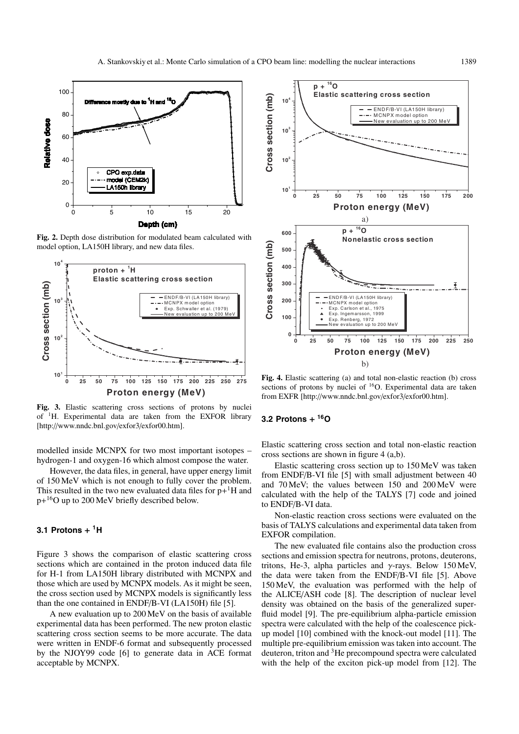**Fig. 2.** Depth dose distribution for modulated beam calculated with model option, LA150H library, and new data files.

**Fig. 3.** Elastic scattering cross sections of protons by nuclei of $^{1}$H. Experimental data are taken from the EXFOR library [http://www.nndc.bnl.gov/exfor3/exfor00.htm].

modelled inside MCNPX for two most important isotopes – hydrogen-1 and oxygen-16 which almost compose the water.

However, the data files, in general, have upper energy limit of 150 MeV which is not enough to fully cover the problem. This resulted in the two new evaluated data files for p+$^{1}$H and p+$^{16}$O up to 200 MeV briefly described below.

### 3.1 Protons + $^{1}$H

Figure 3 shows the comparison of elastic scattering cross sections which are contained in the proton induced data file for H-1 from LA150H library distributed with MCNPX and those which are used by MCNPX models. As it might be seen, the cross section used by MCNPX models is significantly less than the one contained in ENDF/B-VI (LA150H) file [5].

A new evaluation up to 200 MeV on the basis of available experimental data has been performed. The new proton elastic scattering cross section seems to be more accurate. The data were written in ENDF-6 format and subsequently processed by the NJOY99 code [6] to generate data in ACE format acceptable by MCNPX.

**Fig. 4.** Elastic scattering (a) and total non-elastic reaction (b) cross sections of protons by nuclei of $^{16}$O. Experimental data are taken from EXFR [http://www.nndc.bnl.gov/exfor3/exfor00.htm].

### 3.2 Protons + $^{16}$O

Elastic scattering cross section and total non-elastic reaction cross sections are shown in figure 4 (a,b).

Elastic scattering cross section up to 150 MeV was taken from ENDF/B-VI file [5] with small adjustment between 40 and 70 MeV; the values between 150 and 200 MeV were calculated with the help of the TALYS [7] code and joined to ENDF/B-VI data.

Non-elastic reaction cross sections were evaluated on the basis of TALYS calculations and experimental data taken from EXFOR compilation.

The new evaluated file contains also the production cross sections and emission spectra for neutrons, protons, deuterons, tritons, He-3, alpha particles and $\gamma$-rays. Below 150 MeV, the data were taken from the ENDF/B-VI file [5]. Above 150 MeV, the evaluation was performed with the help of the ALICE/ASH code [8]. The description of nuclear level density was obtained on the basis of the generalized superfluid model [9]. The pre-equilibrium alpha-particle emission spectra were calculated with the help of the coalescence pick-up model [10] combined with the knock-out model [11]. The multiple pre-equilibrium emission was taken into account. The deuteron, triton and $^{3}$He precompound spectra were calculated with the help of the exciton pick-up model from [12]. The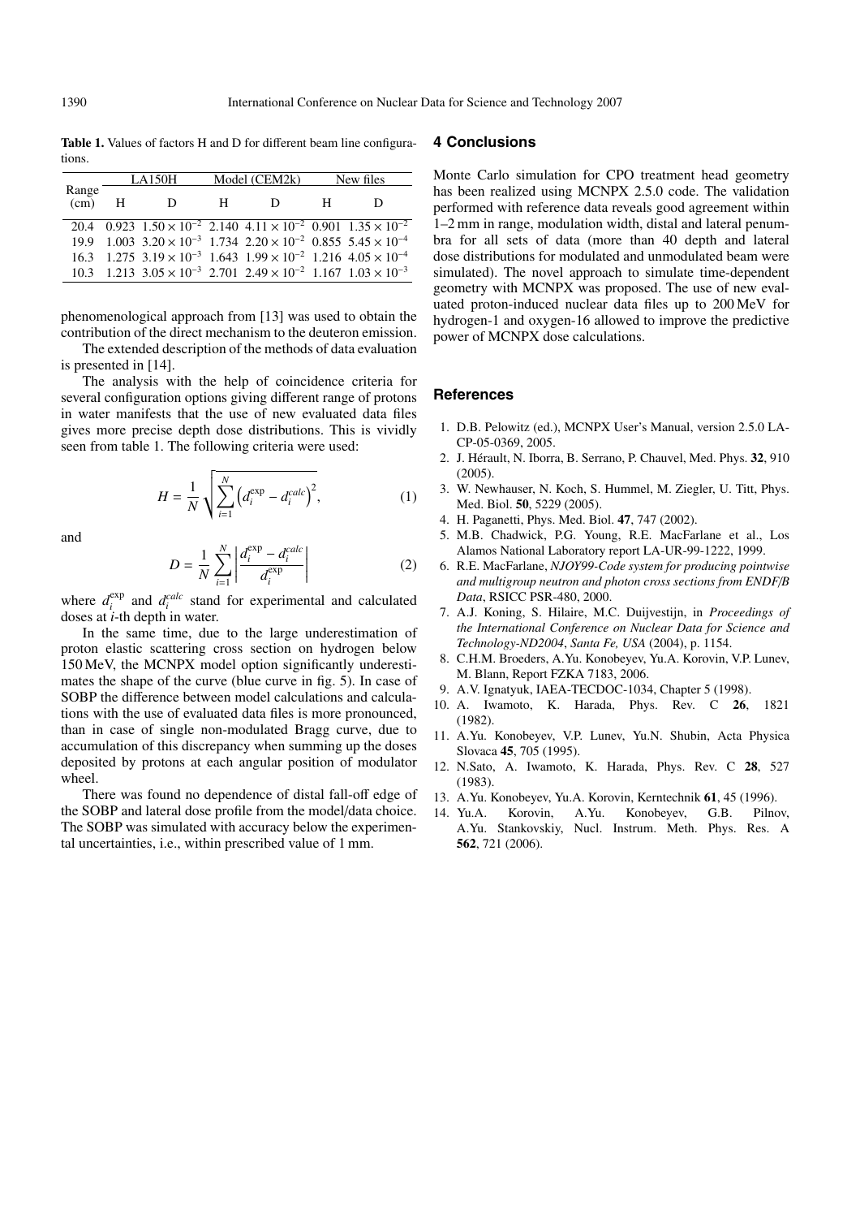**Table 1.** Values of factors H and D for different beam line configurations.

| Range (cm) | LA150H | | Model (CEM2k) | | New files | |
|---|---|---|---|---|---|---|
| | H | D | H | D | H | D |
| 20.4 | 0.923 | $1.50 \times 10^{-2}$ | 2.140 | $4.11 \times 10^{-2}$ | 0.901 | $1.35 \times 10^{-2}$ |
| 19.9 | 1.003 | $3.20 \times 10^{-3}$ | 1.734 | $2.20 \times 10^{-2}$ | 0.855 | $5.45 \times 10^{-4}$ |
| 16.3 | 1.275 | $3.19 \times 10^{-3}$ | 1.643 | $1.99 \times 10^{-2}$ | 1.216 | $4.05 \times 10^{-4}$ |
| 10.3 | 1.213 | $3.05 \times 10^{-3}$ | 2.701 | $2.49 \times 10^{-2}$ | 1.167 | $1.03 \times 10^{-3}$ |

phenomenological approach from [13] was used to obtain the contribution of the direct mechanism to the deuteron emission.

The extended description of the methods of data evaluation is presented in [14].

The analysis with the help of coincidence criteria for several configuration options giving different range of protons in water manifests that the use of new evaluated data files gives more precise depth dose distributions. This is vividly seen from table 1. The following criteria were used:

$$H = \frac{1}{N}\sqrt{\sum_{i=1}^{N}\left(d_i^{\exp} - d_i^{calc}\right)^2}, \tag{1}$$

and

$$D = \frac{1}{N}\sum_{i=1}^{N}\left|\frac{d_i^{\exp} - d_i^{calc}}{d_i^{\exp}}\right| \tag{2}$$

where $d_i^{\exp}$ and $d_i^{calc}$ stand for experimental and calculated doses at $i$-th depth in water.

In the same time, due to the large underestimation of proton elastic scattering cross section on hydrogen below 150 MeV, the MCNPX model option significantly underestimates the shape of the curve (blue curve in fig. 5). In case of SOBP the difference between model calculations and calculations with the use of evaluated data files is more pronounced, than in case of single non-modulated Bragg curve, due to accumulation of this discrepancy when summing up the doses deposited by protons at each angular position of modulator wheel.

There was found no dependence of distal fall-off edge of the SOBP and lateral dose profile from the model/data choice. The SOBP was simulated with accuracy below the experimental uncertainties, i.e., within prescribed value of 1 mm.

## 4 Conclusions

Monte Carlo simulation for CPO treatment head geometry has been realized using MCNPX 2.5.0 code. The validation performed with reference data reveals good agreement within 1–2 mm in range, modulation width, distal and lateral penumbra for all sets of data (more than 40 depth and lateral dose distributions for modulated and unmodulated beam were simulated). The novel approach to simulate time-dependent geometry with MCNPX was proposed. The use of new evaluated proton-induced nuclear data files up to 200 MeV for hydrogen-1 and oxygen-16 allowed to improve the predictive power of MCNPX dose calculations.

## References

1. D.B. Pelowitz (ed.), MCNPX User's Manual, version 2.5.0 LA-CP-05-0369, 2005.
2. J. Hérault, N. Iborra, B. Serrano, P. Chauvel, Med. Phys. **32**, 910 (2005).
3. W. Newhauser, N. Koch, S. Hummel, M. Ziegler, U. Titt, Phys. Med. Biol. **50**, 5229 (2005).
4. H. Paganetti, Phys. Med. Biol. **47**, 747 (2002).
5. M.B. Chadwick, P.G. Young, R.E. MacFarlane et al., Los Alamos National Laboratory report LA-UR-99-1222, 1999.
6. R.E. MacFarlane, *NJOY99-Code system for producing pointwise and multigroup neutron and photon cross sections from ENDF/B Data*, RSICC PSR-480, 2000.
7. A.J. Koning, S. Hilaire, M.C. Duijvestijn, in *Proceedings of the International Conference on Nuclear Data for Science and Technology-ND2004*, *Santa Fe, USA* (2004), p. 1154.
8. C.H.M. Broeders, A.Yu. Konobeyev, Yu.A. Korovin, V.P. Lunev, M. Blann, Report FZKA 7183, 2006.
9. A.V. Ignatyuk, IAEA-TECDOC-1034, Chapter 5 (1998).
10. A. Iwamoto, K. Harada, Phys. Rev. C **26**, 1821 (1982).
11. A.Yu. Konobeyev, V.P. Lunev, Yu.N. Shubin, Acta Physica Slovaca **45**, 705 (1995).
12. N.Sato, A. Iwamoto, K. Harada, Phys. Rev. C **28**, 527 (1983).
13. A.Yu. Konobeyev, Yu.A. Korovin, Kerntechnik **61**, 45 (1996).
14. Yu.A. Korovin, A.Yu. Konobeyev, G.B. Pilnov, A.Yu. Stankovskiy, Nucl. Instrum. Meth. Phys. Res. A **562**, 721 (2006).